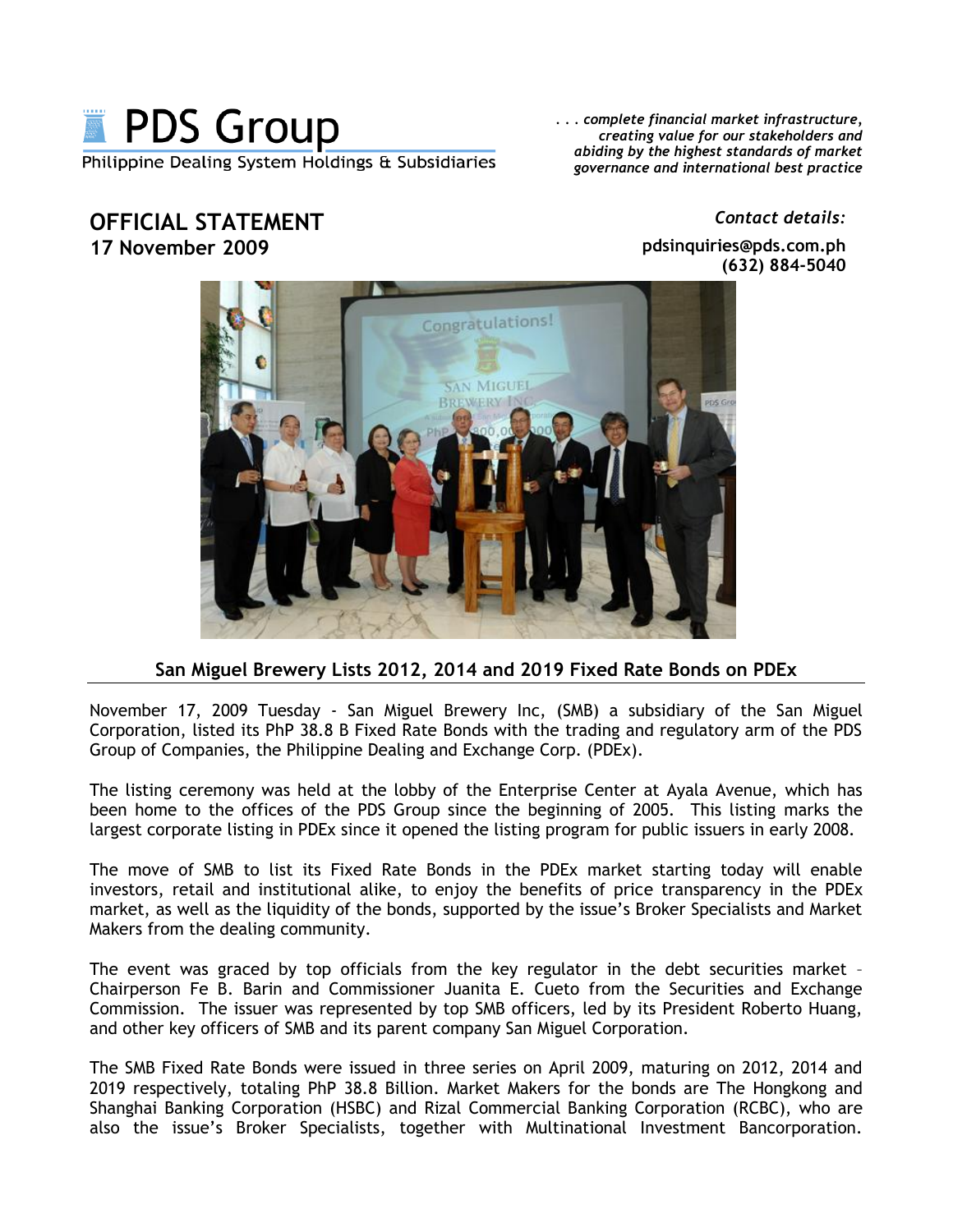PDS Group
Philippine Dealing System Holdings & Subsidiaries

*. . . complete financial market infrastructure, creating value for our stakeholders and abiding by the highest standards of market governance and international best practice*

## OFFICIAL STATEMENT
**17 November 2009**

*Contact details:*
**pdsinquiries@pds.com.ph**
**(632) 884-5040**

### San Miguel Brewery Lists 2012, 2014 and 2019 Fixed Rate Bonds on PDEx

November 17, 2009 Tuesday - San Miguel Brewery Inc, (SMB) a subsidiary of the San Miguel Corporation, listed its PhP 38.8 B Fixed Rate Bonds with the trading and regulatory arm of the PDS Group of Companies, the Philippine Dealing and Exchange Corp. (PDEx).

The listing ceremony was held at the lobby of the Enterprise Center at Ayala Avenue, which has been home to the offices of the PDS Group since the beginning of 2005. This listing marks the largest corporate listing in PDEx since it opened the listing program for public issuers in early 2008.

The move of SMB to list its Fixed Rate Bonds in the PDEx market starting today will enable investors, retail and institutional alike, to enjoy the benefits of price transparency in the PDEx market, as well as the liquidity of the bonds, supported by the issue's Broker Specialists and Market Makers from the dealing community.

The event was graced by top officials from the key regulator in the debt securities market – Chairperson Fe B. Barin and Commissioner Juanita E. Cueto from the Securities and Exchange Commission. The issuer was represented by top SMB officers, led by its President Roberto Huang, and other key officers of SMB and its parent company San Miguel Corporation.

The SMB Fixed Rate Bonds were issued in three series on April 2009, maturing on 2012, 2014 and 2019 respectively, totaling PhP 38.8 Billion. Market Makers for the bonds are The Hongkong and Shanghai Banking Corporation (HSBC) and Rizal Commercial Banking Corporation (RCBC), who are also the issue's Broker Specialists, together with Multinational Investment Bancorporation.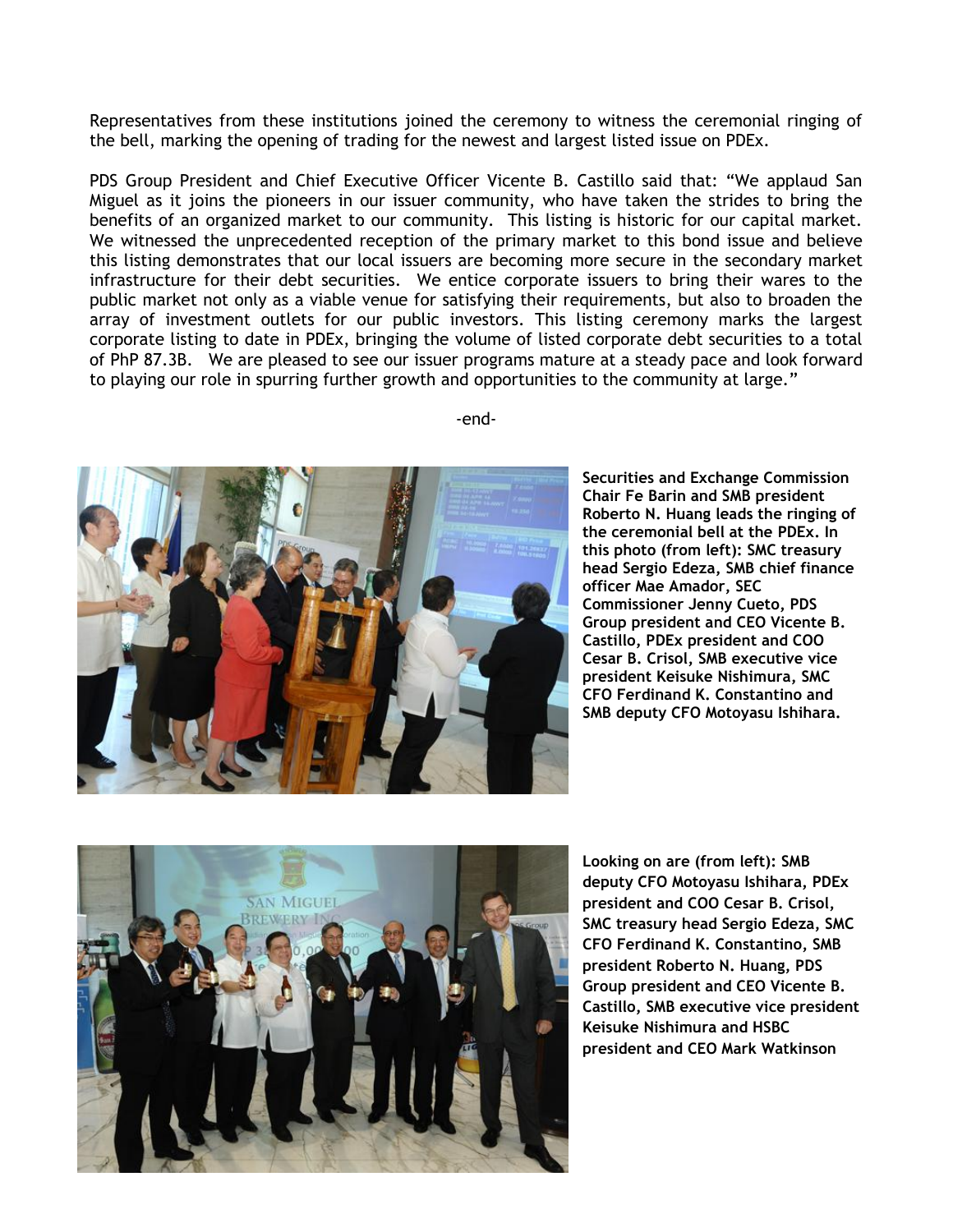Representatives from these institutions joined the ceremony to witness the ceremonial ringing of the bell, marking the opening of trading for the newest and largest listed issue on PDEx.

PDS Group President and Chief Executive Officer Vicente B. Castillo said that: "We applaud San Miguel as it joins the pioneers in our issuer community, who have taken the strides to bring the benefits of an organized market to our community. This listing is historic for our capital market. We witnessed the unprecedented reception of the primary market to this bond issue and believe this listing demonstrates that our local issuers are becoming more secure in the secondary market infrastructure for their debt securities. We entice corporate issuers to bring their wares to the public market not only as a viable venue for satisfying their requirements, but also to broaden the array of investment outlets for our public investors. This listing ceremony marks the largest corporate listing to date in PDEx, bringing the volume of listed corporate debt securities to a total of PhP 87.3B. We are pleased to see our issuer programs mature at a steady pace and look forward to playing our role in spurring further growth and opportunities to the community at large."

-end-

**Securities and Exchange Commission Chair Fe Barin and SMB president Roberto N. Huang leads the ringing of the ceremonial bell at the PDEx. In this photo (from left): SMC treasury head Sergio Edeza, SMB chief finance officer Mae Amador, SEC Commissioner Jenny Cueto, PDS Group president and CEO Vicente B. Castillo, PDEx president and COO Cesar B. Crisol, SMB executive vice president Keisuke Nishimura, SMC CFO Ferdinand K. Constantino and SMB deputy CFO Motoyasu Ishihara.**

**Looking on are (from left): SMB deputy CFO Motoyasu Ishihara, PDEx president and COO Cesar B. Crisol, SMC treasury head Sergio Edeza, SMC CFO Ferdinand K. Constantino, SMB president Roberto N. Huang, PDS Group president and CEO Vicente B. Castillo, SMB executive vice president Keisuke Nishimura and HSBC president and CEO Mark Watkinson**